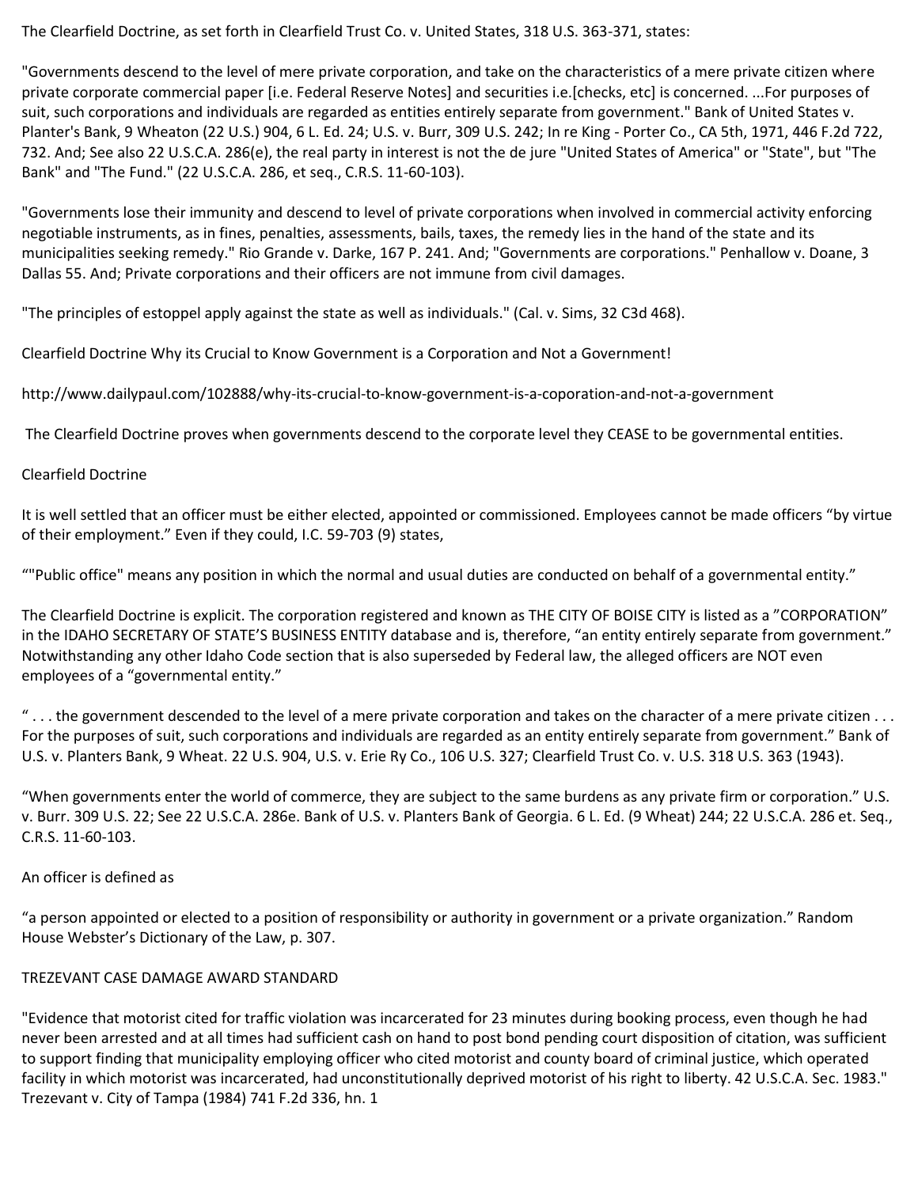The Clearfield Doctrine, as set forth in Clearfield Trust Co. v. United States, 318 U.S. 363-371, states:

"Governments descend to the level of mere private corporation, and take on the characteristics of a mere private citizen where private corporate commercial paper [i.e. Federal Reserve Notes] and securities i.e.[checks, etc] is concerned. ...For purposes of suit, such corporations and individuals are regarded as entities entirely separate from government." Bank of United States v. Planter's Bank, 9 Wheaton (22 U.S.) 904, 6 L. Ed. 24; U.S. v. Burr, 309 U.S. 242; In re King - Porter Co., CA 5th, 1971, 446 F.2d 722, 732. And; See also 22 U.S.C.A. 286(e), the real party in interest is not the de jure "United States of America" or "State", but "The Bank" and "The Fund." (22 U.S.C.A. 286, et seq., C.R.S. 11-60-103).

"Governments lose their immunity and descend to level of private corporations when involved in commercial activity enforcing negotiable instruments, as in fines, penalties, assessments, bails, taxes, the remedy lies in the hand of the state and its municipalities seeking remedy." Rio Grande v. Darke, 167 P. 241. And; "Governments are corporations." Penhallow v. Doane, 3 Dallas 55. And; Private corporations and their officers are not immune from civil damages.

"The principles of estoppel apply against the state as well as individuals." (Cal. v. Sims, 32 C3d 468).

Clearfield Doctrine Why its Crucial to Know Government is a Corporation and Not a Government!

http://www.dailypaul.com/102888/why-its-crucial-to-know-government-is-a-coporation-and-not-a-government

The Clearfield Doctrine proves when governments descend to the corporate level they CEASE to be governmental entities.

Clearfield Doctrine

It is well settled that an officer must be either elected, appointed or commissioned. Employees cannot be made officers "by virtue of their employment." Even if they could, I.C. 59-703 (9) states,

""Public office" means any position in which the normal and usual duties are conducted on behalf of a governmental entity."

The Clearfield Doctrine is explicit. The corporation registered and known as THE CITY OF BOISE CITY is listed as a "CORPORATION" in the IDAHO SECRETARY OF STATE'S BUSINESS ENTITY database and is, therefore, "an entity entirely separate from government." Notwithstanding any other Idaho Code section that is also superseded by Federal law, the alleged officers are NOT even employees of a "governmental entity."

" . . . the government descended to the level of a mere private corporation and takes on the character of a mere private citizen . . . For the purposes of suit, such corporations and individuals are regarded as an entity entirely separate from government." Bank of U.S. v. Planters Bank, 9 Wheat. 22 U.S. 904, U.S. v. Erie Ry Co., 106 U.S. 327; Clearfield Trust Co. v. U.S. 318 U.S. 363 (1943).

"When governments enter the world of commerce, they are subject to the same burdens as any private firm or corporation." U.S. v. Burr. 309 U.S. 22; See 22 U.S.C.A. 286e. Bank of U.S. v. Planters Bank of Georgia. 6 L. Ed. (9 Wheat) 244; 22 U.S.C.A. 286 et. Seq., C.R.S. 11-60-103.

An officer is defined as

"a person appointed or elected to a position of responsibility or authority in government or a private organization." Random House Webster's Dictionary of the Law, p. 307.

TREZEVANT CASE DAMAGE AWARD STANDARD

"Evidence that motorist cited for traffic violation was incarcerated for 23 minutes during booking process, even though he had never been arrested and at all times had sufficient cash on hand to post bond pending court disposition of citation, was sufficient to support finding that municipality employing officer who cited motorist and county board of criminal justice, which operated facility in which motorist was incarcerated, had unconstitutionally deprived motorist of his right to liberty. 42 U.S.C.A. Sec. 1983." Trezevant v. City of Tampa (1984) 741 F.2d 336, hn. 1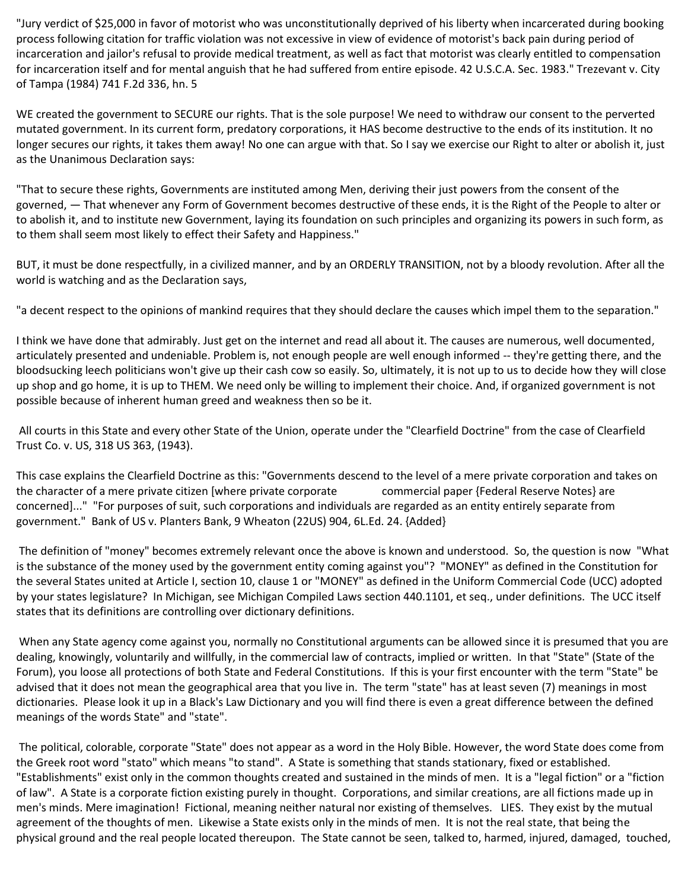"Jury verdict of $25,000 in favor of motorist who was unconstitutionally deprived of his liberty when incarcerated during booking process following citation for traffic violation was not excessive in view of evidence of motorist's back pain during period of incarceration and jailor's refusal to provide medical treatment, as well as fact that motorist was clearly entitled to compensation for incarceration itself and for mental anguish that he had suffered from entire episode. 42 U.S.C.A. Sec. 1983." Trezevant v. City of Tampa (1984) 741 F.2d 336, hn. 5

WE created the government to SECURE our rights. That is the sole purpose! We need to withdraw our consent to the perverted mutated government. In its current form, predatory corporations, it HAS become destructive to the ends of its institution. It no longer secures our rights, it takes them away! No one can argue with that. So I say we exercise our Right to alter or abolish it, just as the Unanimous Declaration says:

"That to secure these rights, Governments are instituted among Men, deriving their just powers from the consent of the governed, — That whenever any Form of Government becomes destructive of these ends, it is the Right of the People to alter or to abolish it, and to institute new Government, laying its foundation on such principles and organizing its powers in such form, as to them shall seem most likely to effect their Safety and Happiness."

BUT, it must be done respectfully, in a civilized manner, and by an ORDERLY TRANSITION, not by a bloody revolution. After all the world is watching and as the Declaration says,

"a decent respect to the opinions of mankind requires that they should declare the causes which impel them to the separation."

I think we have done that admirably. Just get on the internet and read all about it. The causes are numerous, well documented, articulately presented and undeniable. Problem is, not enough people are well enough informed -- they're getting there, and the bloodsucking leech politicians won't give up their cash cow so easily. So, ultimately, it is not up to us to decide how they will close up shop and go home, it is up to THEM. We need only be willing to implement their choice. And, if organized government is not possible because of inherent human greed and weakness then so be it.

All courts in this State and every other State of the Union, operate under the "Clearfield Doctrine" from the case of Clearfield Trust Co. v. US, 318 US 363, (1943).

This case explains the Clearfield Doctrine as this: "Governments descend to the level of a mere private corporation and takes on the character of a mere private citizen [where private corporate commercial paper {Federal Reserve Notes} are concerned]..." "For purposes of suit, such corporations and individuals are regarded as an entity entirely separate from government." Bank of US v. Planters Bank, 9 Wheaton (22US) 904, 6L.Ed. 24. {Added}

The definition of "money" becomes extremely relevant once the above is known and understood. So, the question is now "What is the substance of the money used by the government entity coming against you"? "MONEY" as defined in the Constitution for the several States united at Article I, section 10, clause 1 or "MONEY" as defined in the Uniform Commercial Code (UCC) adopted by your states legislature? In Michigan, see Michigan Compiled Laws section 440.1101, et seq., under definitions. The UCC itself states that its definitions are controlling over dictionary definitions.

When any State agency come against you, normally no Constitutional arguments can be allowed since it is presumed that you are dealing, knowingly, voluntarily and willfully, in the commercial law of contracts, implied or written. In that "State" (State of the Forum), you loose all protections of both State and Federal Constitutions. If this is your first encounter with the term "State" be advised that it does not mean the geographical area that you live in. The term "state" has at least seven (7) meanings in most dictionaries. Please look it up in a Black's Law Dictionary and you will find there is even a great difference between the defined meanings of the words State" and "state".

The political, colorable, corporate "State" does not appear as a word in the Holy Bible. However, the word State does come from the Greek root word "stato" which means "to stand". A State is something that stands stationary, fixed or established. "Establishments" exist only in the common thoughts created and sustained in the minds of men. It is a "legal fiction" or a "fiction of law". A State is a corporate fiction existing purely in thought. Corporations, and similar creations, are all fictions made up in men's minds. Mere imagination! Fictional, meaning neither natural nor existing of themselves. LIES. They exist by the mutual agreement of the thoughts of men. Likewise a State exists only in the minds of men. It is not the real state, that being the physical ground and the real people located thereupon. The State cannot be seen, talked to, harmed, injured, damaged, touched,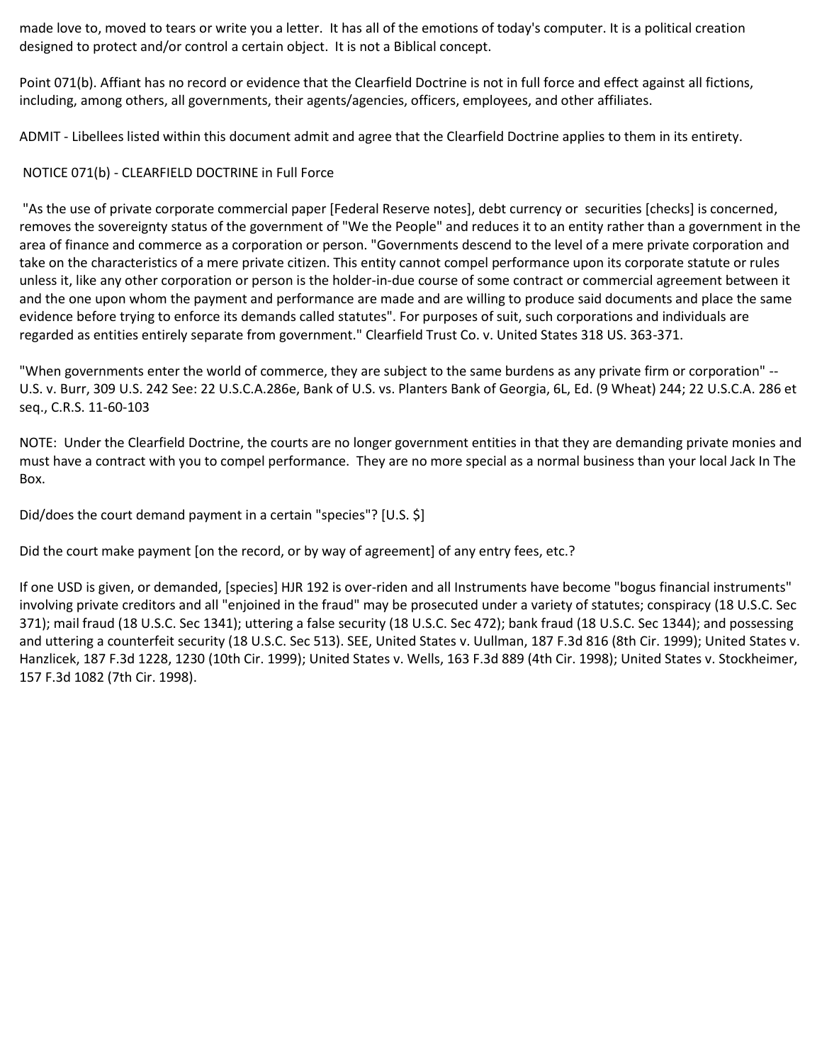made love to, moved to tears or write you a letter. It has all of the emotions of today's computer. It is a political creation designed to protect and/or control a certain object. It is not a Biblical concept.

Point 071(b). Affiant has no record or evidence that the Clearfield Doctrine is not in full force and effect against all fictions, including, among others, all governments, their agents/agencies, officers, employees, and other affiliates.

ADMIT - Libellees listed within this document admit and agree that the Clearfield Doctrine applies to them in its entirety.

NOTICE 071(b) - CLEARFIELD DOCTRINE in Full Force

"As the use of private corporate commercial paper [Federal Reserve notes], debt currency or securities [checks] is concerned, removes the sovereignty status of the government of "We the People" and reduces it to an entity rather than a government in the area of finance and commerce as a corporation or person. "Governments descend to the level of a mere private corporation and take on the characteristics of a mere private citizen. This entity cannot compel performance upon its corporate statute or rules unless it, like any other corporation or person is the holder-in-due course of some contract or commercial agreement between it and the one upon whom the payment and performance are made and are willing to produce said documents and place the same evidence before trying to enforce its demands called statutes". For purposes of suit, such corporations and individuals are regarded as entities entirely separate from government." Clearfield Trust Co. v. United States 318 US. 363-371.

"When governments enter the world of commerce, they are subject to the same burdens as any private firm or corporation" -- U.S. v. Burr, 309 U.S. 242 See: 22 U.S.C.A.286e, Bank of U.S. vs. Planters Bank of Georgia, 6L, Ed. (9 Wheat) 244; 22 U.S.C.A. 286 et seq., C.R.S. 11-60-103

NOTE: Under the Clearfield Doctrine, the courts are no longer government entities in that they are demanding private monies and must have a contract with you to compel performance. They are no more special as a normal business than your local Jack In The Box.

Did/does the court demand payment in a certain "species"? [U.S. $]

Did the court make payment [on the record, or by way of agreement] of any entry fees, etc.?

If one USD is given, or demanded, [species] HJR 192 is over-riden and all Instruments have become "bogus financial instruments" involving private creditors and all "enjoined in the fraud" may be prosecuted under a variety of statutes; conspiracy (18 U.S.C. Sec 371); mail fraud (18 U.S.C. Sec 1341); uttering a false security (18 U.S.C. Sec 472); bank fraud (18 U.S.C. Sec 1344); and possessing and uttering a counterfeit security (18 U.S.C. Sec 513). SEE, United States v. Uullman, 187 F.3d 816 (8th Cir. 1999); United States v. Hanzlicek, 187 F.3d 1228, 1230 (10th Cir. 1999); United States v. Wells, 163 F.3d 889 (4th Cir. 1998); United States v. Stockheimer, 157 F.3d 1082 (7th Cir. 1998).